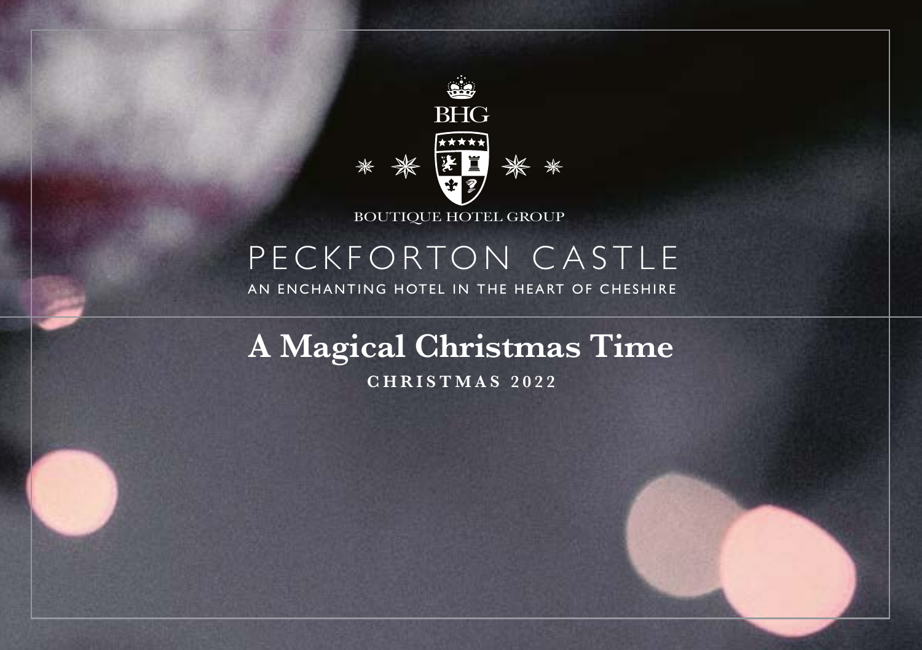BHG

BOUTIQUE HOTEL GROUP

# PECKFORTON CASTLE

AN ENCHANTING HOTEL IN THE HEART OF CHESHIRE

## A Magical Christmas Time

CHRISTMAS 2022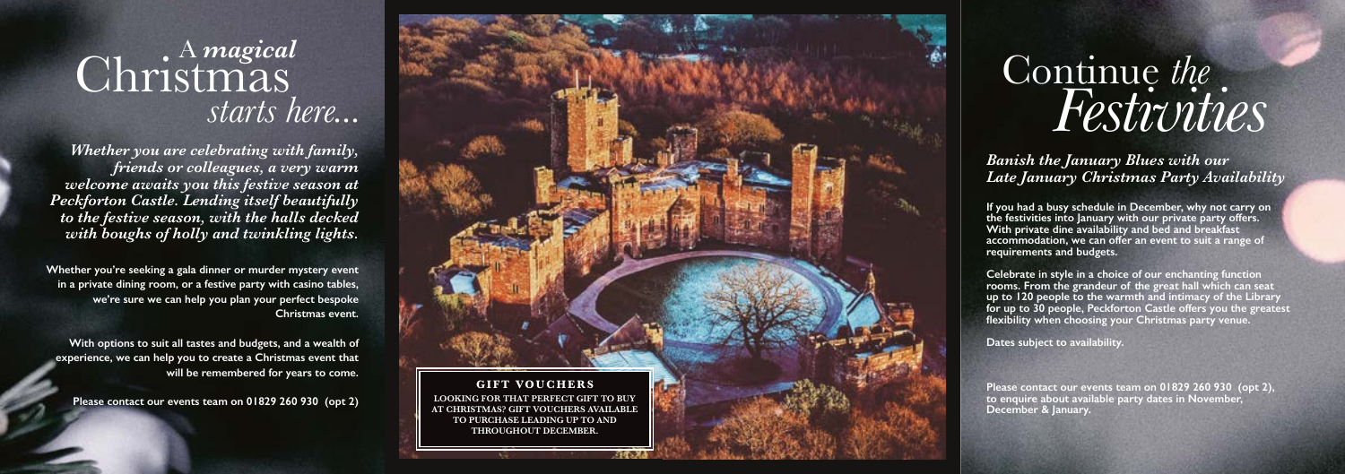# A *magical* Christmas *starts here...*

***Whether you are celebrating with family, friends or colleagues, a very warm welcome awaits you this festive season at Peckforton Castle. Lending itself beautifully to the festive season, with the halls decked with boughs of holly and twinkling lights.***

**Whether you're seeking a gala dinner or murder mystery event in a private dining room, or a festive party with casino tables, we're sure we can help you plan your perfect bespoke Christmas event.**

**With options to suit all tastes and budgets, and a wealth of experience, we can help you to create a Christmas event that will be remembered for years to come.**

**Please contact our events team on 01829 260 930 (opt 2)**

**GIFT VOUCHERS**

**LOOKING FOR THAT PERFECT GIFT TO BUY AT CHRISTMAS? GIFT VOUCHERS AVAILABLE TO PURCHASE LEADING UP TO AND THROUGHOUT DECEMBER.**

# Continue *the Festivities*

***Banish the January Blues with our Late January Christmas Party Availability***

**If you had a busy schedule in December, why not carry on the festivities into January with our private party offers. With private dine availability and bed and breakfast accommodation, we can offer an event to suit a range of requirements and budgets.**

**Celebrate in style in a choice of our enchanting function rooms. From the grandeur of the great hall which can seat up to 120 people to the warmth and intimacy of the Library for up to 30 people, Peckforton Castle offers you the greatest flexibility when choosing your Christmas party venue.**

**Dates subject to availability.**

**Please contact our events team on 01829 260 930 (opt 2), to enquire about available party dates in November, December & January.**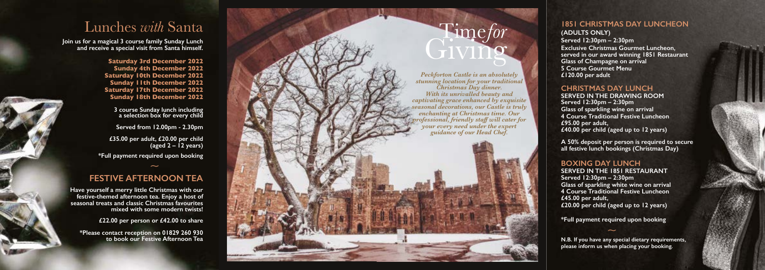# Lunches *with* Santa

**Join us for a magical 3 course family Sunday Lunch and receive a special visit from Santa himself.**

**Saturday 3rd December 2022**
**Sunday 4th December 2022**
**Saturday 10th December 2022**
**Sunday 11th December 2022**
**Saturday 17th December 2022**
**Sunday 18th December 2022**

**3 course Sunday lunch including a selection box for every child**

**Served from 12.00pm - 2.30pm**

**£35.00 per adult, £20.00 per child (aged 2 – 12 years)**

**\*Full payment required upon booking**

~

## FESTIVE AFTERNOON TEA

**Have yourself a merry little Christmas with our festive-themed afternoon tea. Enjoy a host of seasonal treats and classic Christmas favourites mixed with some modern twists!**

**£22.00 per person or £42.00 to share**

**\*Please contact reception on 01829 260 930 to book our Festive Afternoon Tea**

# Time *for* Giving

*Peckforton Castle is an absolutely stunning location for your traditional Christmas Day dinner. With its unrivalled beauty and captivating grace enhanced by exquisite seasonal decorations, our Castle is truly enchanting at Christmas time. Our professional, friendly staff will cater for your every need under the expert guidance of our Head Chef.*

## 1851 CHRISTMAS DAY LUNCHEON

**(ADULTS ONLY)**
**Served 12:30pm – 2:30pm**
**Exclusive Christmas Gourmet Luncheon, served in our award winning 1851 Restaurant**
**Glass of Champagne on arrival**
**5 Course Gourmet Menu**
**£120.00 per adult**

## CHRISTMAS DAY LUNCH

**SERVED IN THE DRAWING ROOM**
**Served 12:30pm – 2:30pm**
**Glass of sparkling wine on arrival**
**4 Course Traditional Festive Luncheon**
**£95.00 per adult,**
**£40.00 per child (aged up to 12 years)**

**A 50% deposit per person is required to secure all festive lunch bookings (Christmas Day)**

## BOXING DAY LUNCH

**SERVED IN THE 1851 RESTAURANT**
**Served 12:30pm – 2:30pm**
**Glass of sparkling white wine on arrival**
**4 Course Traditional Festive Luncheon**
**£45.00 per adult,**
**£20.00 per child (aged up to 12 years)**

**\*Full payment required upon booking**

~

**N.B. If you have any special dietary requirements, please inform us when placing your booking.**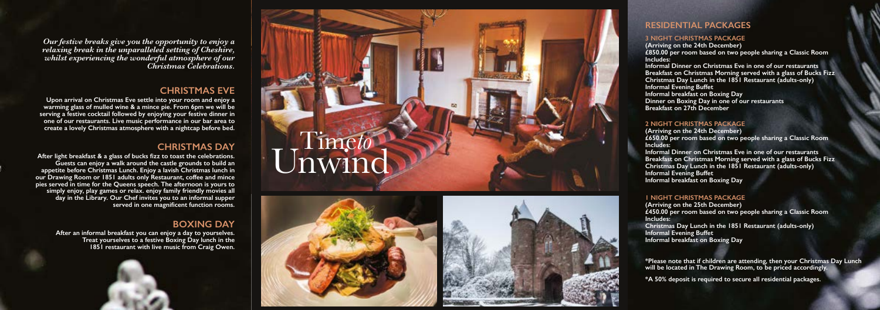*Our festive breaks give you the opportunity to enjoy a relaxing break in the unparalleled setting of Cheshire, whilst experiencing the wonderful atmosphere of our Christmas Celebrations.*

## CHRISTMAS EVE

Upon arrival on Christmas Eve settle into your room and enjoy a warming glass of mulled wine & a mince pie. From 6pm we will be serving a festive cocktail followed by enjoying your festive dinner in one of our restaurants. Live music performance in our bar area to create a lovely Christmas atmosphere with a nightcap before bed.

## CHRISTMAS DAY

After light breakfast & a glass of bucks fizz to toast the celebrations. Guests can enjoy a walk around the castle grounds to build an appetite before Christmas Lunch. Enjoy a lavish Christmas lunch in our Drawing Room or 1851 adults only Restaurant, coffee and mince pies served in time for the Queens speech. The afternoon is yours to simply enjoy, play games or relax. enjoy family friendly movies all day in the Library. Our Chef invites you to an informal supper served in one magnificent function rooms.

## BOXING DAY

After an informal breakfast you can enjoy a day to yourselves. Treat yourselves to a festive Boxing Day lunch in the 1851 restaurant with live music from Craig Owen.

# Time*to* Unwind

## RESIDENTIAL PACKAGES

### 3 NIGHT CHRISTMAS PACKAGE

**(Arriving on the 24th December)**
**£850.00 per room based on two people sharing a Classic Room**
**Includes:**
**Informal Dinner on Christmas Eve in one of our restaurants**
**Breakfast on Christmas Morning served with a glass of Bucks Fizz**
**Christmas Day Lunch in the 1851 Restaurant (adults-only)**
**Informal Evening Buffet**
**Informal breakfast on Boxing Day**
**Dinner on Boxing Day in one of our restaurants**
**Breakfast on 27th December**

### 2 NIGHT CHRISTMAS PACKAGE

**(Arriving on the 24th December)**
**£650.00 per room based on two people sharing a Classic Room**
**Includes:**
**Informal Dinner on Christmas Eve in one of our restaurants**
**Breakfast on Christmas Morning served with a glass of Bucks Fizz**
**Christmas Day Lunch in the 1851 Restaurant (adults-only)**
**Informal Evening Buffet**
**Informal breakfast on Boxing Day**

### 1 NIGHT CHRISTMAS PACKAGE

**(Arriving on the 25th December)**
**£450.00 per room based on two people sharing a Classic Room**
**Includes:**
**Christmas Day Lunch in the 1851 Restaurant (adults-only)**
**Informal Evening Buffet**
**Informal breakfast on Boxing Day**

**\*Please note that if children are attending, then your Christmas Day Lunch will be located in The Drawing Room, to be priced accordingly.**

**\*A 50% deposit is required to secure all residential packages.**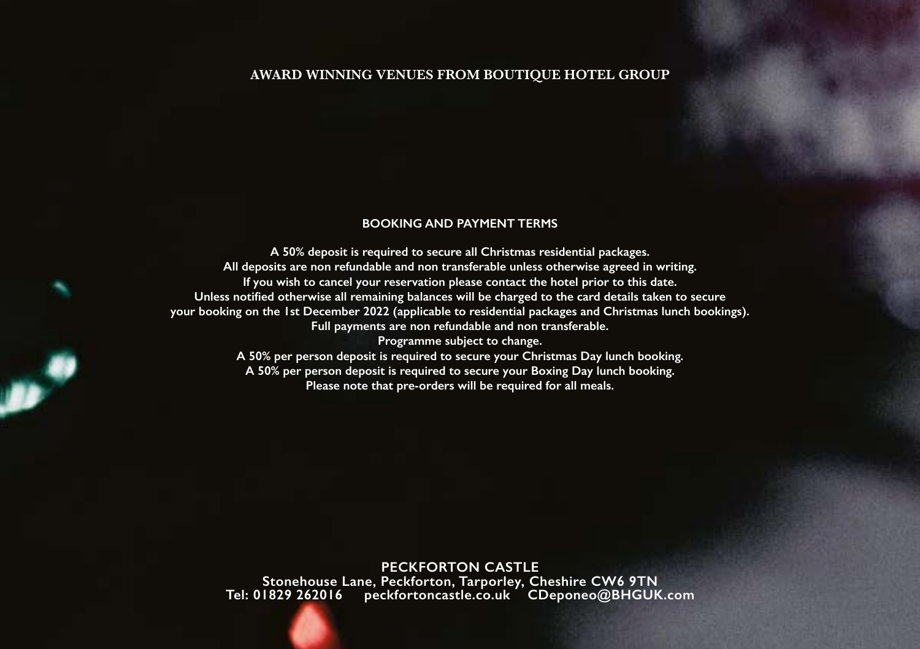AWARD WINNING VENUES FROM BOUTIQUE HOTEL GROUP

## BOOKING AND PAYMENT TERMS

**A 50% deposit is required to secure all Christmas residential packages.**
**All deposits are non refundable and non transferable unless otherwise agreed in writing.**
**If you wish to cancel your reservation please contact the hotel prior to this date.**
**Unless notified otherwise all remaining balances will be charged to the card details taken to secure your booking on the 1st December 2022 (applicable to residential packages and Christmas lunch bookings).**
**Full payments are non refundable and non transferable.**
**Programme subject to change.**
**A 50% per person deposit is required to secure your Christmas Day lunch booking.**
**A 50% per person deposit is required to secure your Boxing Day lunch booking.**
**Please note that pre-orders will be required for all meals.**

**PECKFORTON CASTLE**
**Stonehouse Lane, Peckforton, Tarporley, Cheshire CW6 9TN**
**Tel: 01829 262016 peckfortoncastle.co.uk CDeponeo@BHGUK.com**